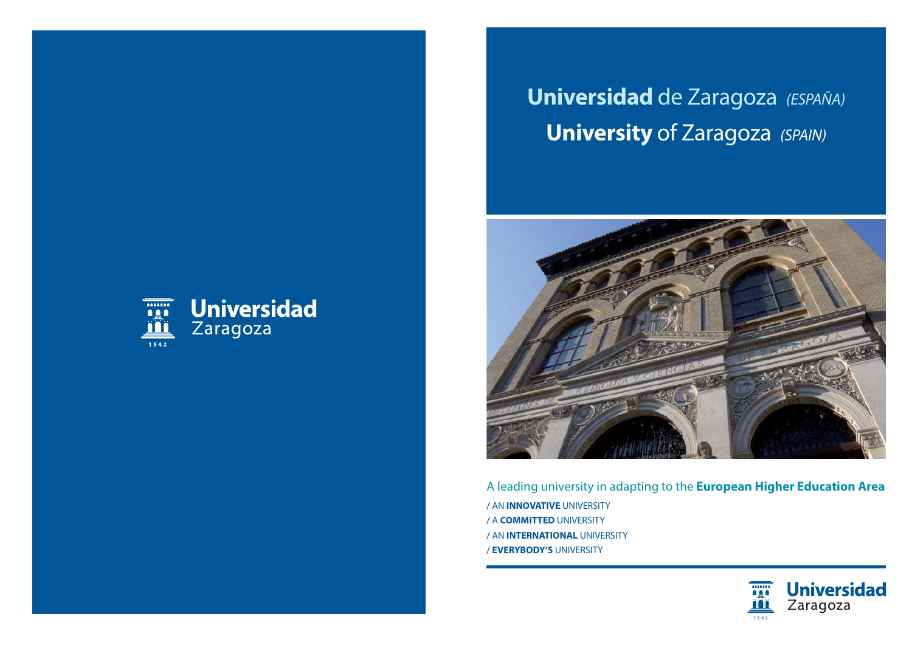Universidad Zaragoza 1542

# **Universidad** de Zaragoza *(ESPAÑA)*

# **University** of Zaragoza *(SPAIN)*

A leading university in adapting to the **European Higher Education Area**

/ AN **INNOVATIVE** UNIVERSITY

/ A **COMMITTED** UNIVERSITY

/ AN **INTERNATIONAL** UNIVERSITY

/ **EVERYBODY'S** UNIVERSITY

Universidad Zaragoza 1542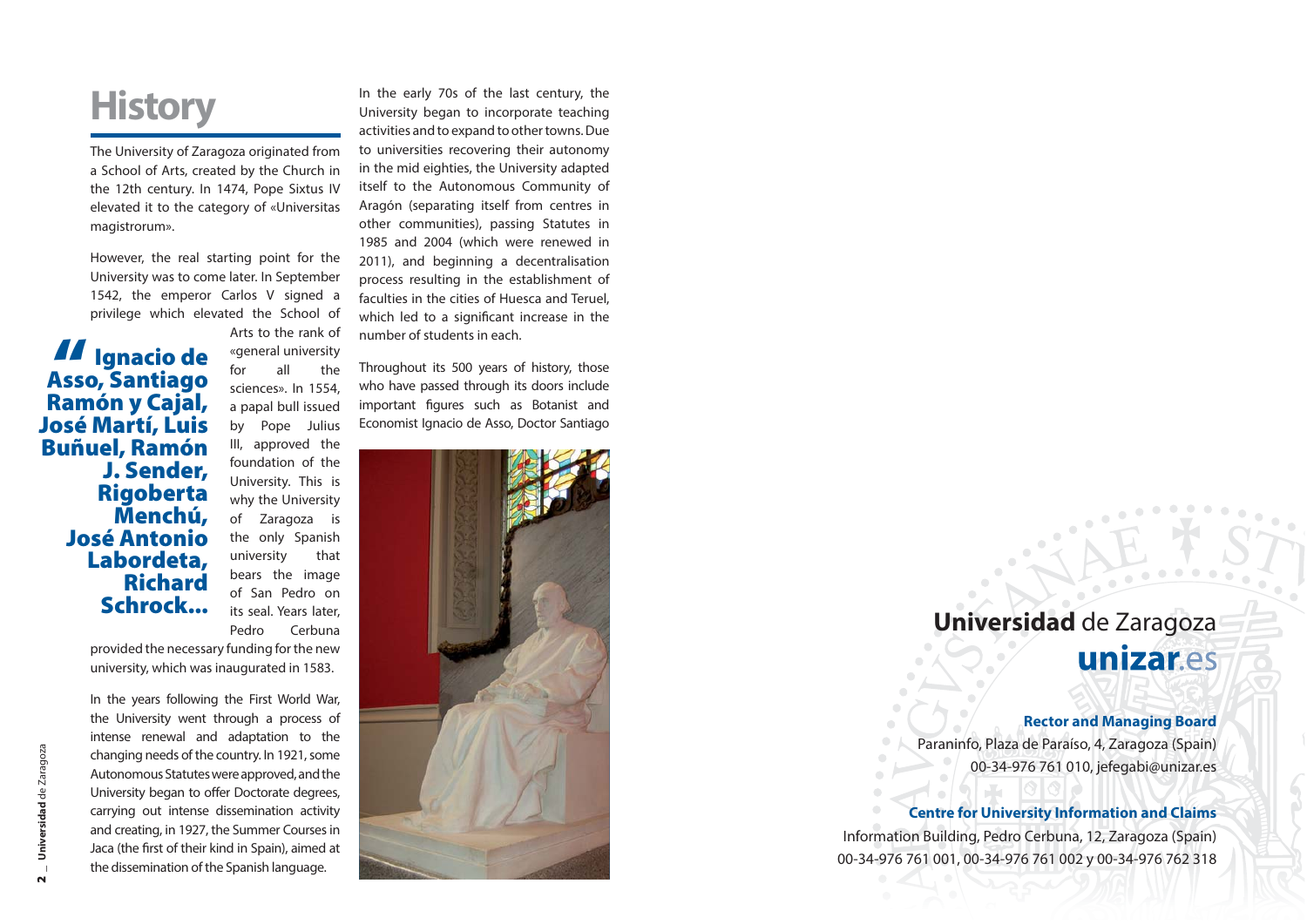# History

The University of Zaragoza originated from a School of Arts, created by the Church in the 12th century. In 1474, Pope Sixtus IV elevated it to the category of «Universitas magistrorum».

However, the real starting point for the University was to come later. In September 1542, the emperor Carlos V signed a privilege which elevated the School of Arts to the rank of «general university for all the sciences». In 1554, a papal bull issued by Pope Julius III, approved the foundation of the University. This is why the University of Zaragoza is the only Spanish university that bears the image of San Pedro on its seal. Years later, Pedro Cerbuna provided the necessary funding for the new university, which was inaugurated in 1583.

> **"Ignacio de Asso, Santiago Ramón y Cajal, José Martí, Luis Buñuel, Ramón J. Sender, Rigoberta Menchú, José Antonio Labordeta, Richard Schrock...**

In the years following the First World War, the University went through a process of intense renewal and adaptation to the changing needs of the country. In 1921, some Autonomous Statutes were approved, and the University began to offer Doctorate degrees, carrying out intense dissemination activity and creating, in 1927, the Summer Courses in Jaca (the first of their kind in Spain), aimed at the dissemination of the Spanish language.

In the early 70s of the last century, the University began to incorporate teaching activities and to expand to other towns. Due to universities recovering their autonomy in the mid eighties, the University adapted itself to the Autonomous Community of Aragón (separating itself from centres in other communities), passing Statutes in 1985 and 2004 (which were renewed in 2011), and beginning a decentralisation process resulting in the establishment of faculties in the cities of Huesca and Teruel, which led to a significant increase in the number of students in each.

Throughout its 500 years of history, those who have passed through its doors include important figures such as Botanist and Economist Ignacio de Asso, Doctor Santiago

**Universidad** de Zaragoza

**unizar**.es

**Rector and Managing Board**

Paraninfo, Plaza de Paraíso, 4, Zaragoza (Spain)
00-34-976 761 010, jefegabi@unizar.es

**Centre for University Information and Claims**

Information Building, Pedro Cerbuna, 12, Zaragoza (Spain)
00-34-976 761 001, 00-34-976 761 002 y 00-34-976 762 318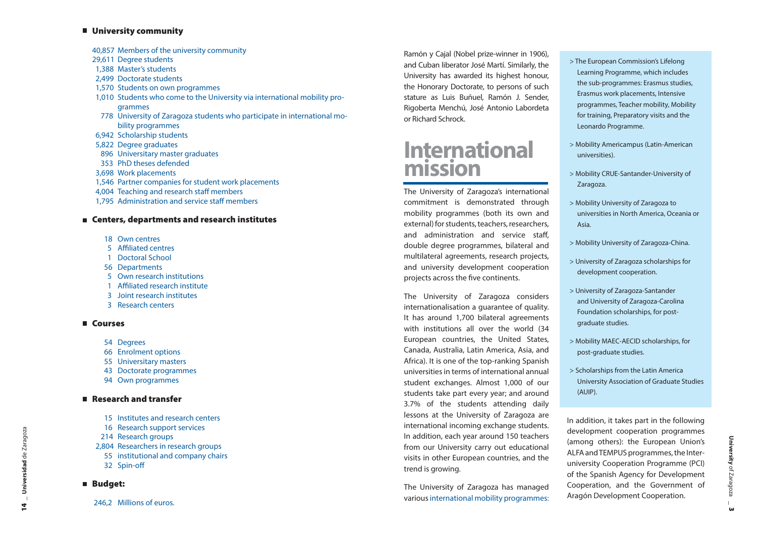## University community

- 40,857 Members of the university community
- 29,611 Degree students
- 1,388 Master's students
- 2,499 Doctorate students
- 1,570 Students on own programmes
- 1,010 Students who come to the University via international mobility programmes
- 778 University of Zaragoza students who participate in international mobility programmes
- 6,942 Scholarship students
- 5,822 Degree graduates
- 896 Universitary master graduates
- 353 PhD theses defended
- 3,698 Work placements
- 1,546 Partner companies for student work placements
- 4,004 Teaching and research staff members
- 1,795 Administration and service staff members

## Centers, departments and research institutes

- 18 Own centres
- 5 Affiliated centres
- 1 Doctoral School
- 56 Departments
- 5 Own research institutions
- 1 Affiliated research institute
- 3 Joint research institutes
- 3 Research centers

## Courses

- 54 Degrees
- 66 Enrolment options
- 55 Universitary masters
- 43 Doctorate programmes
- 94 Own programmes

## Research and transfer

- 15 Institutes and research centers
- 16 Research support services
- 214 Research groups
- 2,804 Researchers in research groups
- 55 institutional and company chairs
- 32 Spin-off

## Budget:

- 246,2 Millions of euros.

Ramón y Cajal (Nobel prize-winner in 1906), and Cuban liberator José Martí. Similarly, the University has awarded its highest honour, the Honorary Doctorate, to persons of such stature as Luis Buñuel, Ramón J. Sender, Rigoberta Menchú, José Antonio Labordeta or Richard Schrock.

# International mission

The University of Zaragoza's international commitment is demonstrated through mobility programmes (both its own and external) for students, teachers, researchers, and administration and service staff, double degree programmes, bilateral and multilateral agreements, research projects, and university development cooperation projects across the five continents.

The University of Zaragoza considers internationalisation a guarantee of quality. It has around 1,700 bilateral agreements with institutions all over the world (34 European countries, the United States, Canada, Australia, Latin America, Asia, and Africa). It is one of the top-ranking Spanish universities in terms of international annual student exchanges. Almost 1,000 of our students take part every year; and around 3.7% of the students attending daily lessons at the University of Zaragoza are international incoming exchange students. In addition, each year around 150 teachers from our University carry out educational visits in other European countries, and the trend is growing.

The University of Zaragoza has managed various international mobility programmes:

> The European Commission's Lifelong Learning Programme, which includes the sub-programmes: Erasmus studies, Erasmus work placements, Intensive programmes, Teacher mobility, Mobility for training, Preparatory visits and the Leonardo Programme.

> Mobility Americampus (Latin-American universities).

> Mobility CRUE-Santander-University of Zaragoza.

> Mobility University of Zaragoza to universities in North America, Oceania or Asia.

> Mobility University of Zaragoza-China.

> University of Zaragoza scholarships for development cooperation.

> University of Zaragoza-Santander and University of Zaragoza-Carolina Foundation scholarships, for post-graduate studies.

> Mobility MAEC-AECID scholarships, for post-graduate studies.

> Scholarships from the Latin America University Association of Graduate Studies (AUIP).

In addition, it takes part in the following development cooperation programmes (among others): the European Union's ALFA and TEMPUS programmes, the Inter-university Cooperation Programme (PCI) of the Spanish Agency for Development Cooperation, and the Government of Aragón Development Cooperation.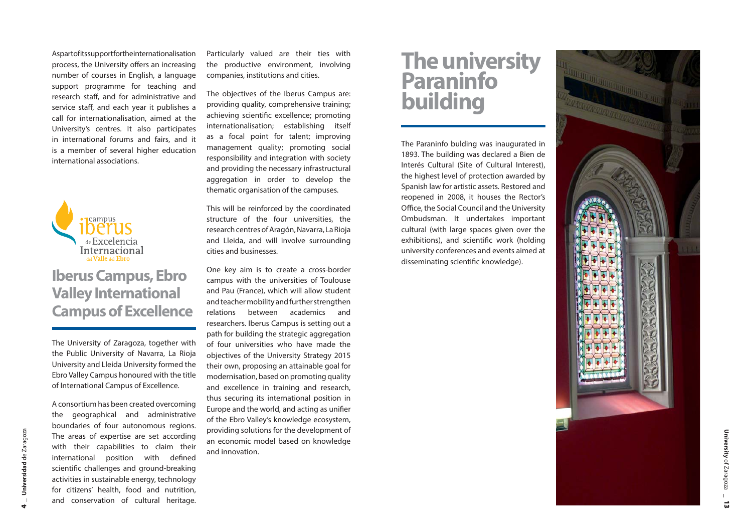As part of its support for the internationalisation process, the University offers an increasing number of courses in English, a language support programme for teaching and research staff, and for administrative and service staff, and each year it publishes a call for internationalisation, aimed at the University's centres. It also participates in international forums and fairs, and it is a member of several higher education international associations.

## Iberus Campus, Ebro Valley International Campus of Excellence

The University of Zaragoza, together with the Public University of Navarra, La Rioja University and Lleida University formed the Ebro Valley Campus honoured with the title of International Campus of Excellence.

A consortium has been created overcoming the geographical and administrative boundaries of four autonomous regions. The areas of expertise are set according with their capabilities to claim their international position with defined scientific challenges and ground-breaking activities in sustainable energy, technology for citizens' health, food and nutrition, and conservation of cultural heritage. Particularly valued are their ties with the productive environment, involving companies, institutions and cities.

The objectives of the Iberus Campus are: providing quality, comprehensive training; achieving scientific excellence; promoting internationalisation; establishing itself as a focal point for talent; improving management quality; promoting social responsibility and integration with society and providing the necessary infrastructural aggregation in order to develop the thematic organisation of the campuses.

This will be reinforced by the coordinated structure of the four universities, the research centres of Aragón, Navarra, La Rioja and Lleida, and will involve surrounding cities and businesses.

One key aim is to create a cross-border campus with the universities of Toulouse and Pau (France), which will allow student and teacher mobility and further strengthen relations between academics and researchers. Iberus Campus is setting out a path for building the strategic aggregation of four universities who have made the objectives of the University Strategy 2015 their own, proposing an attainable goal for modernisation, based on promoting quality and excellence in training and research, thus securing its international position in Europe and the world, and acting as unifier of the Ebro Valley's knowledge ecosystem, providing solutions for the development of an economic model based on knowledge and innovation.

## The university Paraninfo building

The Paraninfo bulding was inaugurated in 1893. The building was declared a Bien de Interés Cultural (Site of Cultural Interest), the highest level of protection awarded by Spanish law for artistic assets. Restored and reopened in 2008, it houses the Rector's Office, the Social Council and the University Ombudsman. It undertakes important cultural (with large spaces given over the exhibitions), and scientific work (holding university conferences and events aimed at disseminating scientific knowledge).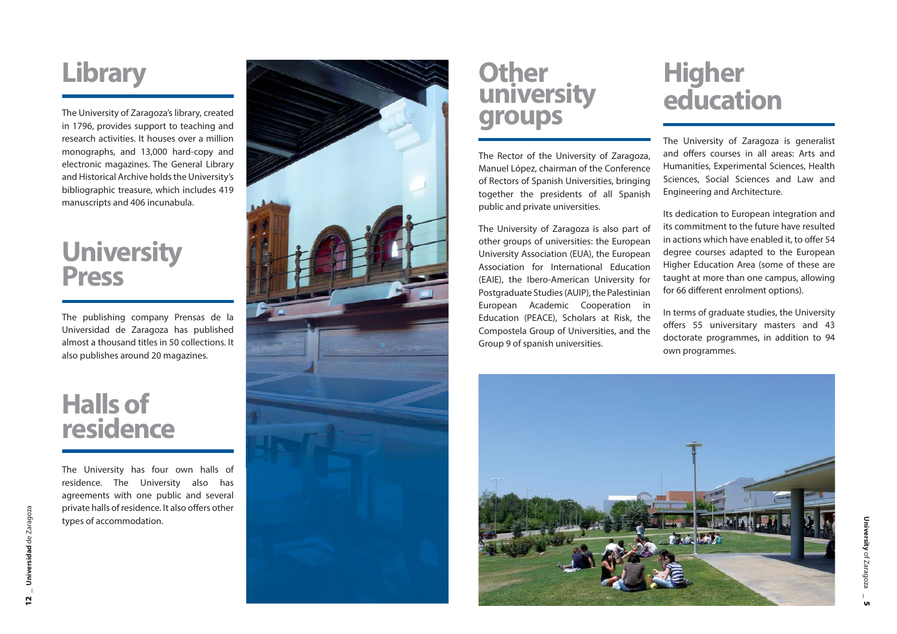# Library

The University of Zaragoza's library, created in 1796, provides support to teaching and research activities. It houses over a million monographs, and 13,000 hard-copy and electronic magazines. The General Library and Historical Archive holds the University's bibliographic treasure, which includes 419 manuscripts and 406 incunabula.

# University Press

The publishing company Prensas de la Universidad de Zaragoza has published almost a thousand titles in 50 collections. It also publishes around 20 magazines.

# Halls of residence

The University has four own halls of residence. The University also has agreements with one public and several private halls of residence. It also offers other types of accommodation.

# Other university groups

The Rector of the University of Zaragoza, Manuel López, chairman of the Conference of Rectors of Spanish Universities, bringing together the presidents of all Spanish public and private universities.

The University of Zaragoza is also part of other groups of universities: the European University Association (EUA), the European Association for International Education (EAIE), the Ibero-American University for Postgraduate Studies (AUIP), the Palestinian European Academic Cooperation in Education (PEACE), Scholars at Risk, the Compostela Group of Universities, and the Group 9 of spanish universities.

# Higher education

The University of Zaragoza is generalist and offers courses in all areas: Arts and Humanities, Experimental Sciences, Health Sciences, Social Sciences and Law and Engineering and Architecture.

Its dedication to European integration and its commitment to the future have resulted in actions which have enabled it, to offer 54 degree courses adapted to the European Higher Education Area (some of these are taught at more than one campus, allowing for 66 different enrolment options).

In terms of graduate studies, the University offers 55 universitary masters and 43 doctorate programmes, in addition to 94 own programmes.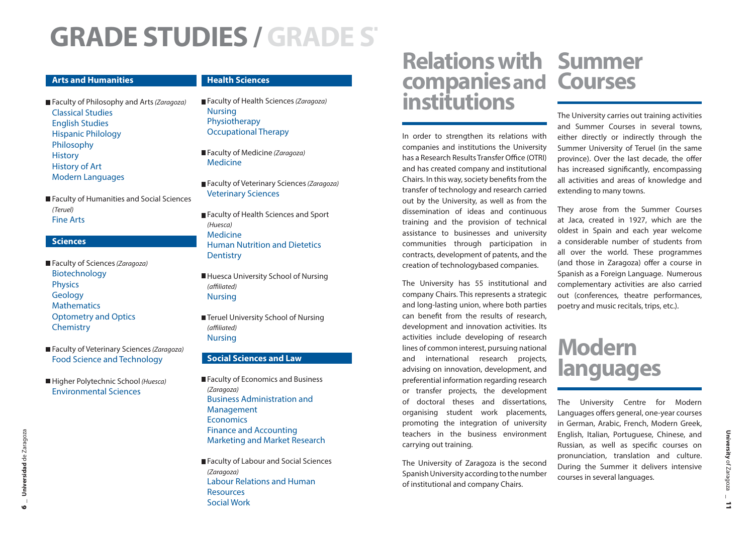# GRADE STUDIES / GRADE S

## Arts and Humanities

- Faculty of Philosophy and Arts *(Zaragoza)*
  - Classical Studies
  - English Studies
  - Hispanic Philology
  - Philosophy
  - History
  - History of Art
  - Modern Languages
- Faculty of Humanities and Social Sciences *(Teruel)*
  - Fine Arts

## Sciences

- Faculty of Sciences *(Zaragoza)*
  - Biotechnology
  - Physics
  - Geology
  - Mathematics
  - Optometry and Optics
  - Chemistry
- Faculty of Veterinary Sciences *(Zaragoza)*
  - Food Science and Technology
- Higher Polytechnic School *(Huesca)*
  - Environmental Sciences

## Health Sciences

- Faculty of Health Sciences *(Zaragoza)*
  - Nursing
  - Physiotherapy
  - Occupational Therapy
- Faculty of Medicine *(Zaragoza)*
  - Medicine
- Faculty of Veterinary Sciences *(Zaragoza)*
  - Veterinary Sciences
- Faculty of Health Sciences and Sport *(Huesca)*
  - Medicine
  - Human Nutrition and Dietetics
  - Dentistry
- Huesca University School of Nursing *(affiliated)*
  - Nursing
- Teruel University School of Nursing *(affiliated)*
  - Nursing

## Social Sciences and Law

- Faculty of Economics and Business *(Zaragoza)*
  - Business Administration and Management
  - Economics
  - Finance and Accounting
  - Marketing and Market Research
- Faculty of Labour and Social Sciences *(Zaragoza)*
  - Labour Relations and Human Resources
  - Social Work

# Relations with companies and institutions

In order to strengthen its relations with companies and institutions the University has a Research Results Transfer Office (OTRI) and has created company and institutional Chairs. In this way, society benefits from the transfer of technology and research carried out by the University, as well as from the dissemination of ideas and continuous training and the provision of technical assistance to businesses and university communities through participation in contracts, development of patents, and the creation of technologybased companies.

The University has 55 institutional and company Chairs. This represents a strategic and long-lasting union, where both parties can benefit from the results of research, development and innovation activities. Its activities include developing of research lines of common interest, pursuing national and international research projects, advising on innovation, development, and preferential information regarding research or transfer projects, the development of doctoral theses and dissertations, organising student work placements, promoting the integration of university teachers in the business environment carrying out training.

The University of Zaragoza is the second Spanish University according to the number of institutional and company Chairs.

# Summer Courses

The University carries out training activities and Summer Courses in several towns, either directly or indirectly through the Summer University of Teruel (in the same province). Over the last decade, the offer has increased significantly, encompassing all activities and areas of knowledge and extending to many towns.

They arose from the Summer Courses at Jaca, created in 1927, which are the oldest in Spain and each year welcome a considerable number of students from all over the world. These programmes (and those in Zaragoza) offer a course in Spanish as a Foreign Language. Numerous complementary activities are also carried out (conferences, theatre performances, poetry and music recitals, trips, etc.).

# Modern languages

The University Centre for Modern Languages offers general, one-year courses in German, Arabic, French, Modern Greek, English, Italian, Portuguese, Chinese, and Russian, as well as specific courses on pronunciation, translation and culture. During the Summer it delivers intensive courses in several languages.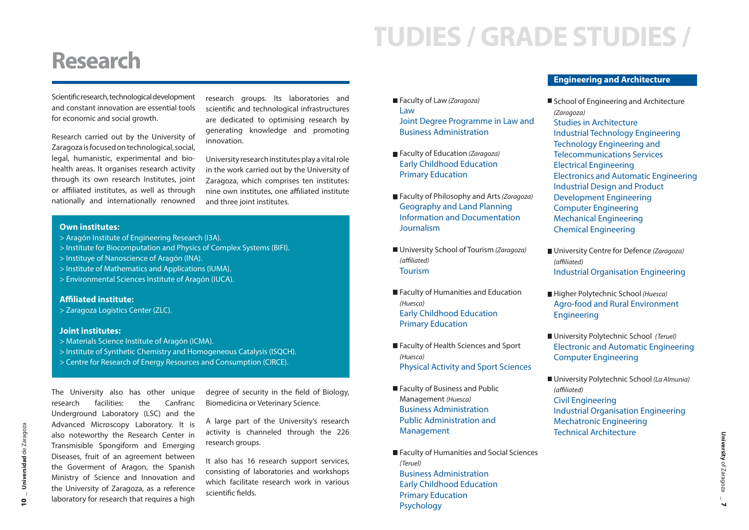# Research

Scientific research, technological development and constant innovation are essential tools for economic and social growth.

Research carried out by the University of Zaragoza is focused on technological, social, legal, humanistic, experimental and bio-health areas. It organises research activity through its own research Institutes, joint or affiliated institutes, as well as through nationally and internationally renowned research groups. Its laboratories and scientific and technological infrastructures are dedicated to optimising research by generating knowledge and promoting innovation.

University research institutes play a vital role in the work carried out by the University of Zaragoza, which comprises ten institutes: nine own institutes, one affiliated institute and three joint institutes.

**Own institutes:**

> Aragón Institute of Engineering Research (I3A).
> Institute for Biocomputation and Physics of Complex Systems (BIFI).
> Instituye of Nanoscience of Aragón (INA).
> Institute of Mathematics and Applications (IUMA).
> Environmental Sciences Institute of Aragón (IUCA).

**Affiliated institute:**

> Zaragoza Logistics Center (ZLC).

**Joint institutes:**

> Materials Science Institute of Aragón (ICMA).
> Institute of Synthetic Chemistry and Homogeneous Catalysis (ISQCH).
> Centre for Research of Energy Resources and Consumption (CIRCE).

The University also has other unique research facilities: the Canfranc Underground Laboratory (LSC) and the Advanced Microscopy Laboratory. It is also noteworthy the Research Center in Transmisible Spongiform and Emerging Diseases, fruit of an agreement between the Goverment of Aragon, the Spanish Ministry of Science and Innovation and the University of Zaragoza, as a reference laboratory for research that requires a high degree of security in the field of Biology, Biomedicina or Veterinary Science.

A large part of the University's research activity is channeled through the 226 research groups.

It also has 16 research support services, consisting of laboratories and workshops which facilitate research work in various scientific fields.

# TUDIES / GRADE STUDIES /

- Faculty of Law *(Zaragoza)*
  - Law
  - Joint Degree Programme in Law and Business Administration
- Faculty of Education *(Zaragoza)*
  - Early Childhood Education
  - Primary Education
- Faculty of Philosophy and Arts *(Zaragoza)*
  - Geography and Land Planning
  - Information and Documentation
  - Journalism
- University School of Tourism *(Zaragoza) (affiliated)*
  - Tourism
- Faculty of Humanities and Education *(Huesca)*
  - Early Childhood Education
  - Primary Education
- Faculty of Health Sciences and Sport *(Huesca)*
  - Physical Activity and Sport Sciences
- Faculty of Business and Public Management *(Huesca)*
  - Business Administration
  - Public Administration and Management
- Faculty of Humanities and Social Sciences *(Teruel)*
  - Business Administration
  - Early Childhood Education
  - Primary Education
  - Psychology

## Engineering and Architecture

- School of Engineering and Architecture *(Zaragoza)*
  - Studies in Architecture
  - Industrial Technology Engineering
  - Technology Engineering and Telecommunications Services
  - Electrical Engineering
  - Electronics and Automatic Engineering
  - Industrial Design and Product Development Engineering
  - Computer Engineering
  - Mechanical Engineering
  - Chemical Engineering
- University Centre for Defence *(Zaragoza) (affiliated)*
  - Industrial Organisation Engineering
- Higher Polytechnic School *(Huesca)*
  - Agro-food and Rural Environment Engineering
- University Polytechnic School *(Teruel)*
  - Electronic and Automatic Engineering
  - Computer Engineering
- University Polytechnic School *(La Almunia) (affiliated)*
  - Civil Engineering
  - Industrial Organisation Engineering
  - Mechatronic Engineering
  - Technical Architecture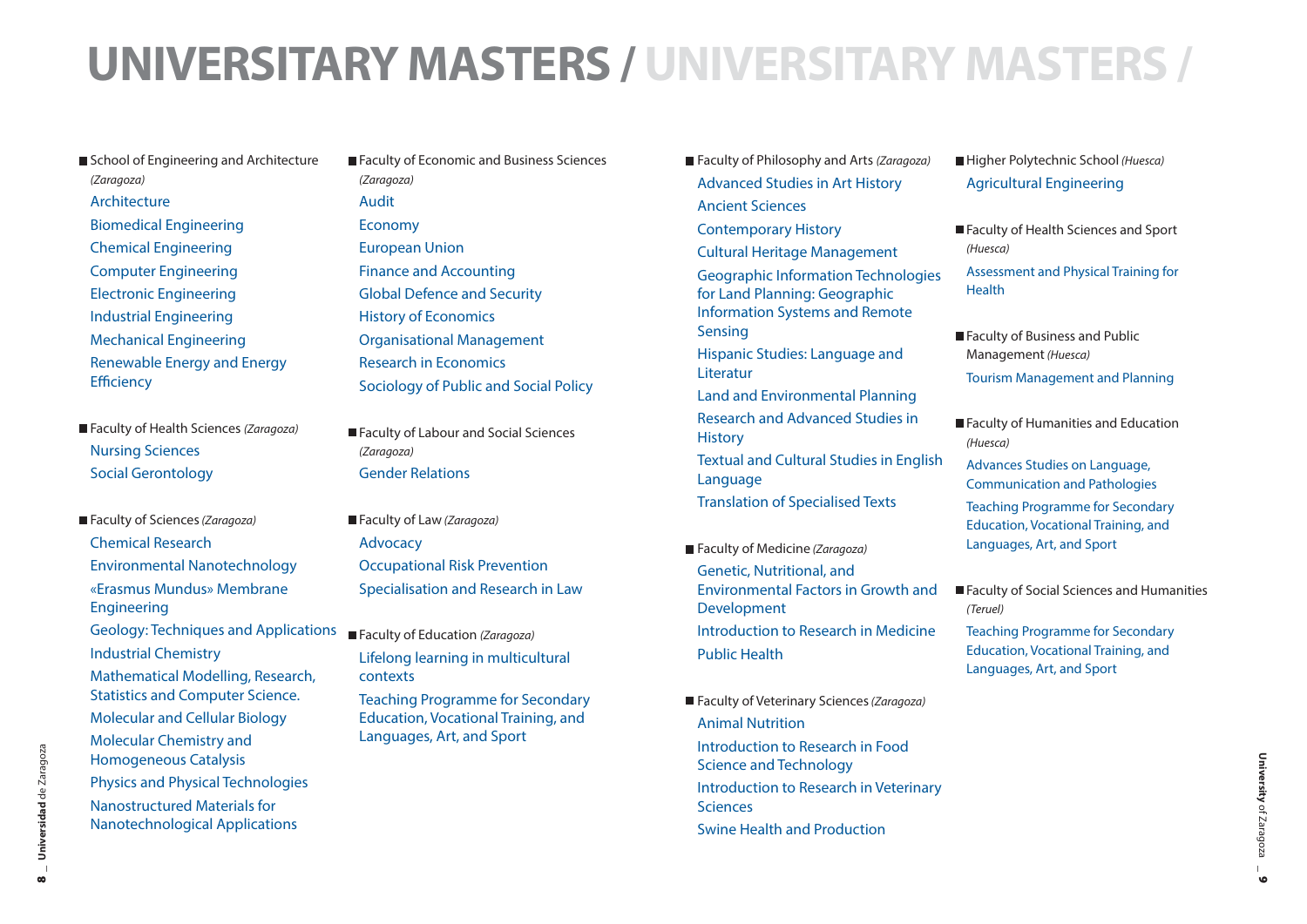# UNIVERSITARY MASTERS / UNIVERSITARY MASTERS /

- School of Engineering and Architecture *(Zaragoza)*
  - Architecture
  - Biomedical Engineering
  - Chemical Engineering
  - Computer Engineering
  - Electronic Engineering
  - Industrial Engineering
  - Mechanical Engineering
  - Renewable Energy and Energy Efficiency

- Faculty of Health Sciences *(Zaragoza)*
  - Nursing Sciences
  - Social Gerontology

- Faculty of Sciences *(Zaragoza)*
  - Chemical Research
  - Environmental Nanotechnology
  - «Erasmus Mundus» Membrane Engineering
  - Geology: Techniques and Applications
  - Industrial Chemistry
  - Mathematical Modelling, Research, Statistics and Computer Science.
  - Molecular and Cellular Biology
  - Molecular Chemistry and Homogeneous Catalysis
  - Physics and Physical Technologies
  - Nanostructured Materials for Nanotechnological Applications

- Faculty of Economic and Business Sciences *(Zaragoza)*
  - Audit
  - Economy
  - European Union
  - Finance and Accounting
  - Global Defence and Security
  - History of Economics
  - Organisational Management
  - Research in Economics
  - Sociology of Public and Social Policy

- Faculty of Labour and Social Sciences *(Zaragoza)*
  - Gender Relations

- Faculty of Law *(Zaragoza)*
  - Advocacy
  - Occupational Risk Prevention
  - Specialisation and Research in Law

- Faculty of Education *(Zaragoza)*
  - Lifelong learning in multicultural contexts
  - Teaching Programme for Secondary Education, Vocational Training, and Languages, Art, and Sport

- Faculty of Philosophy and Arts *(Zaragoza)*
  - Advanced Studies in Art History
  - Ancient Sciences
  - Contemporary History
  - Cultural Heritage Management
  - Geographic Information Technologies for Land Planning: Geographic Information Systems and Remote Sensing
  - Hispanic Studies: Language and Literatur
  - Land and Environmental Planning
  - Research and Advanced Studies in History
  - Textual and Cultural Studies in English Language
  - Translation of Specialised Texts

- Faculty of Medicine *(Zaragoza)*
  - Genetic, Nutritional, and Environmental Factors in Growth and Development
  - Introduction to Research in Medicine
  - Public Health

- Faculty of Veterinary Sciences *(Zaragoza)*
  - Animal Nutrition
  - Introduction to Research in Food Science and Technology
  - Introduction to Research in Veterinary Sciences
  - Swine Health and Production

- Higher Polytechnic School *(Huesca)*
  - Agricultural Engineering

- Faculty of Health Sciences and Sport *(Huesca)*
  - Assessment and Physical Training for Health

- Faculty of Business and Public Management *(Huesca)*
  - Tourism Management and Planning

- Faculty of Humanities and Education *(Huesca)*
  - Advances Studies on Language, Communication and Pathologies
  - Teaching Programme for Secondary Education, Vocational Training, and Languages, Art, and Sport

- Faculty of Social Sciences and Humanities *(Teruel)*
  - Teaching Programme for Secondary Education, Vocational Training, and Languages, Art, and Sport